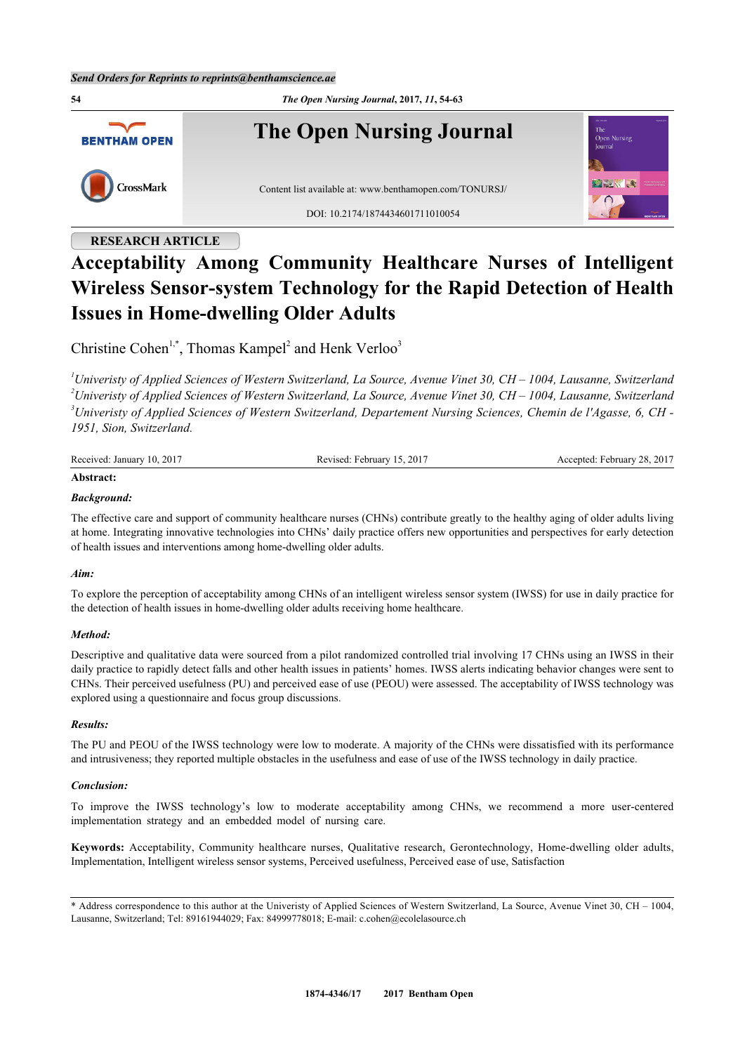RESEARCH ARTICLE

# Acceptability Among Community Healthcare Nurses of Intelligent Wireless Sensor-system Technology for the Rapid Detection of Health Issues in Home-dwelling Older Adults

Christine Cohen[1,*], Thomas Kampel[2] and Henk Verloo[3]

[1]*Univeristy of Applied Sciences of Western Switzerland, La Source, Avenue Vinet 30, CH – 1004, Lausanne, Switzerland*
[2]*Univeristy of Applied Sciences of Western Switzerland, La Source, Avenue Vinet 30, CH – 1004, Lausanne, Switzerland*
[3]*Univeristy of Applied Sciences of Western Switzerland, Departement Nursing Sciences, Chemin de l'Agasse, 6, CH - 1951, Sion, Switzerland.*

Received: January 10, 2017 | Revised: February 15, 2017 | Accepted: February 28, 2017

**Abstract:**

***Background:***

The effective care and support of community healthcare nurses (CHNs) contribute greatly to the healthy aging of older adults living at home. Integrating innovative technologies into CHNs' daily practice offers new opportunities and perspectives for early detection of health issues and interventions among home-dwelling older adults.

***Aim:***

To explore the perception of acceptability among CHNs of an intelligent wireless sensor system (IWSS) for use in daily practice for the detection of health issues in home-dwelling older adults receiving home healthcare.

***Method:***

Descriptive and qualitative data were sourced from a pilot randomized controlled trial involving 17 CHNs using an IWSS in their daily practice to rapidly detect falls and other health issues in patients' homes. IWSS alerts indicating behavior changes were sent to CHNs. Their perceived usefulness (PU) and perceived ease of use (PEOU) were assessed. The acceptability of IWSS technology was explored using a questionnaire and focus group discussions.

***Results:***

The PU and PEOU of the IWSS technology were low to moderate. A majority of the CHNs were dissatisfied with its performance and intrusiveness; they reported multiple obstacles in the usefulness and ease of use of the IWSS technology in daily practice.

***Conclusion:***

To improve the IWSS technology's low to moderate acceptability among CHNs, we recommend a more user-centered implementation strategy and an embedded model of nursing care.

**Keywords:** Acceptability, Community healthcare nurses, Qualitative research, Gerontechnology, Home-dwelling older adults, Implementation, Intelligent wireless sensor systems, Perceived usefulness, Perceived ease of use, Satisfaction

\* Address correspondence to this author at the Univeristy of Applied Sciences of Western Switzerland, La Source, Avenue Vinet 30, CH – 1004, Lausanne, Switzerland; Tel: 89161944029; Fax: 84999778018; E-mail: c.cohen@ecolelasource.ch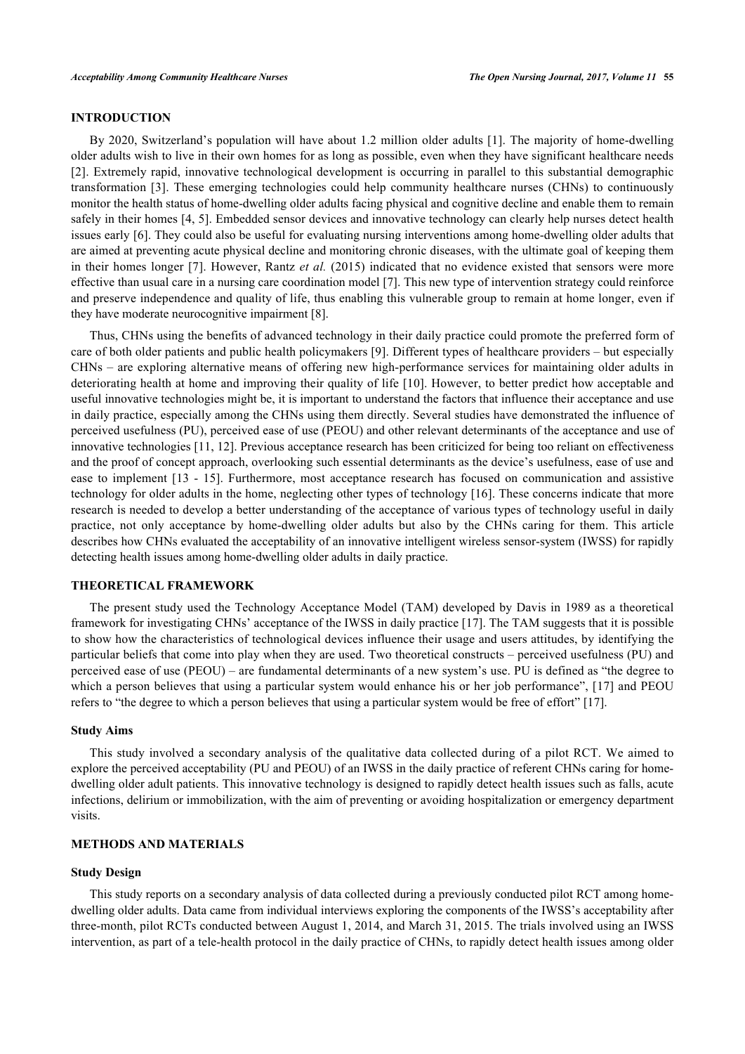## INTRODUCTION

By 2020, Switzerland's population will have about 1.2 million older adults [1]. The majority of home-dwelling older adults wish to live in their own homes for as long as possible, even when they have significant healthcare needs [2]. Extremely rapid, innovative technological development is occurring in parallel to this substantial demographic transformation [3]. These emerging technologies could help community healthcare nurses (CHNs) to continuously monitor the health status of home-dwelling older adults facing physical and cognitive decline and enable them to remain safely in their homes [4, 5]. Embedded sensor devices and innovative technology can clearly help nurses detect health issues early [6]. They could also be useful for evaluating nursing interventions among home-dwelling older adults that are aimed at preventing acute physical decline and monitoring chronic diseases, with the ultimate goal of keeping them in their homes longer [7]. However, Rantz *et al.* (2015) indicated that no evidence existed that sensors were more effective than usual care in a nursing care coordination model [7]. This new type of intervention strategy could reinforce and preserve independence and quality of life, thus enabling this vulnerable group to remain at home longer, even if they have moderate neurocognitive impairment [8].

Thus, CHNs using the benefits of advanced technology in their daily practice could promote the preferred form of care of both older patients and public health policymakers [9]. Different types of healthcare providers – but especially CHNs – are exploring alternative means of offering new high-performance services for maintaining older adults in deteriorating health at home and improving their quality of life [10]. However, to better predict how acceptable and useful innovative technologies might be, it is important to understand the factors that influence their acceptance and use in daily practice, especially among the CHNs using them directly. Several studies have demonstrated the influence of perceived usefulness (PU), perceived ease of use (PEOU) and other relevant determinants of the acceptance and use of innovative technologies [11, 12]. Previous acceptance research has been criticized for being too reliant on effectiveness and the proof of concept approach, overlooking such essential determinants as the device's usefulness, ease of use and ease to implement [13 - 15]. Furthermore, most acceptance research has focused on communication and assistive technology for older adults in the home, neglecting other types of technology [16]. These concerns indicate that more research is needed to develop a better understanding of the acceptance of various types of technology useful in daily practice, not only acceptance by home-dwelling older adults but also by the CHNs caring for them. This article describes how CHNs evaluated the acceptability of an innovative intelligent wireless sensor-system (IWSS) for rapidly detecting health issues among home-dwelling older adults in daily practice.

## THEORETICAL FRAMEWORK

The present study used the Technology Acceptance Model (TAM) developed by Davis in 1989 as a theoretical framework for investigating CHNs' acceptance of the IWSS in daily practice [17]. The TAM suggests that it is possible to show how the characteristics of technological devices influence their usage and users attitudes, by identifying the particular beliefs that come into play when they are used. Two theoretical constructs – perceived usefulness (PU) and perceived ease of use (PEOU) – are fundamental determinants of a new system's use. PU is defined as "the degree to which a person believes that using a particular system would enhance his or her job performance", [17] and PEOU refers to "the degree to which a person believes that using a particular system would be free of effort" [17].

### Study Aims

This study involved a secondary analysis of the qualitative data collected during of a pilot RCT. We aimed to explore the perceived acceptability (PU and PEOU) of an IWSS in the daily practice of referent CHNs caring for home-dwelling older adult patients. This innovative technology is designed to rapidly detect health issues such as falls, acute infections, delirium or immobilization, with the aim of preventing or avoiding hospitalization or emergency department visits.

## METHODS AND MATERIALS

### Study Design

This study reports on a secondary analysis of data collected during a previously conducted pilot RCT among home-dwelling older adults. Data came from individual interviews exploring the components of the IWSS's acceptability after three-month, pilot RCTs conducted between August 1, 2014, and March 31, 2015. The trials involved using an IWSS intervention, as part of a tele-health protocol in the daily practice of CHNs, to rapidly detect health issues among older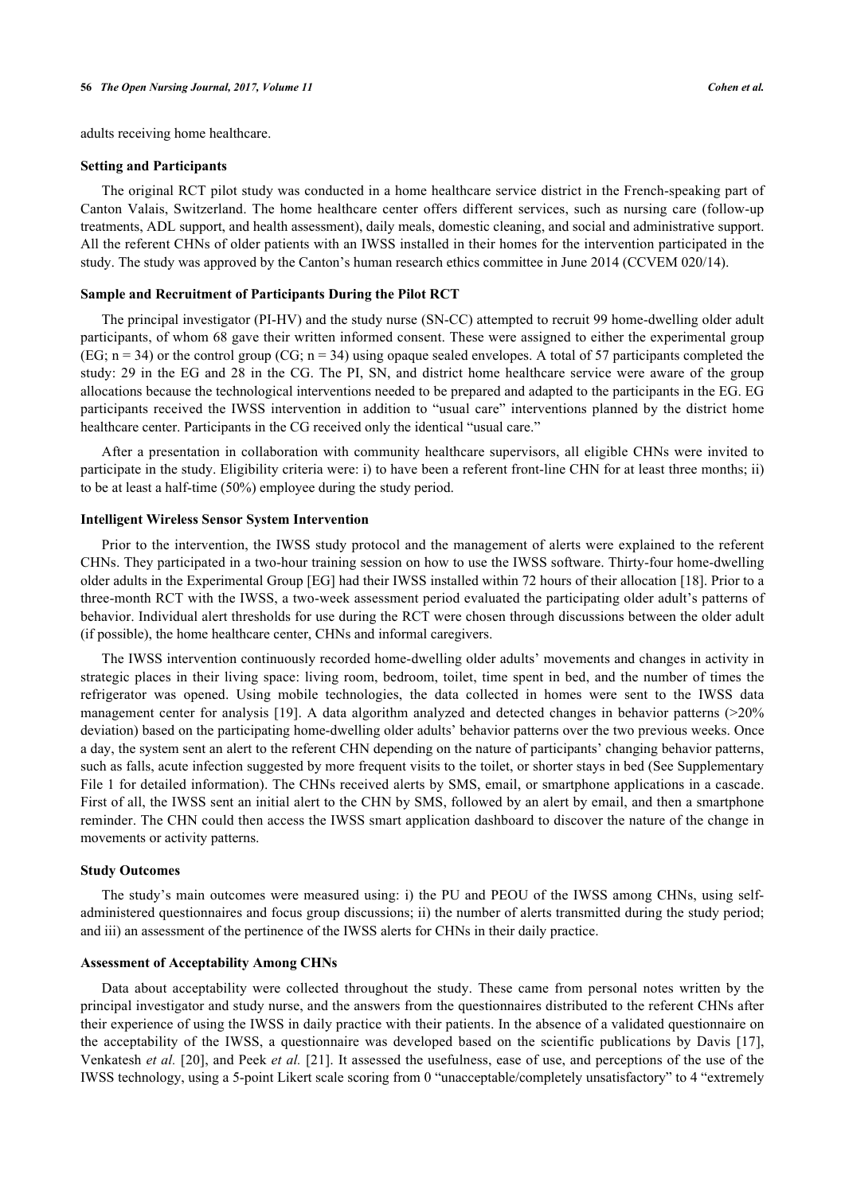adults receiving home healthcare.

### Setting and Participants

The original RCT pilot study was conducted in a home healthcare service district in the French-speaking part of Canton Valais, Switzerland. The home healthcare center offers different services, such as nursing care (follow-up treatments, ADL support, and health assessment), daily meals, domestic cleaning, and social and administrative support. All the referent CHNs of older patients with an IWSS installed in their homes for the intervention participated in the study. The study was approved by the Canton's human research ethics committee in June 2014 (CCVEM 020/14).

### Sample and Recruitment of Participants During the Pilot RCT

The principal investigator (PI-HV) and the study nurse (SN-CC) attempted to recruit 99 home-dwelling older adult participants, of whom 68 gave their written informed consent. These were assigned to either the experimental group (EG; n = 34) or the control group (CG; n = 34) using opaque sealed envelopes. A total of 57 participants completed the study: 29 in the EG and 28 in the CG. The PI, SN, and district home healthcare service were aware of the group allocations because the technological interventions needed to be prepared and adapted to the participants in the EG. EG participants received the IWSS intervention in addition to "usual care" interventions planned by the district home healthcare center. Participants in the CG received only the identical "usual care."

After a presentation in collaboration with community healthcare supervisors, all eligible CHNs were invited to participate in the study. Eligibility criteria were: i) to have been a referent front-line CHN for at least three months; ii) to be at least a half-time (50%) employee during the study period.

### Intelligent Wireless Sensor System Intervention

Prior to the intervention, the IWSS study protocol and the management of alerts were explained to the referent CHNs. They participated in a two-hour training session on how to use the IWSS software. Thirty-four home-dwelling older adults in the Experimental Group [EG] had their IWSS installed within 72 hours of their allocation [18]. Prior to a three-month RCT with the IWSS, a two-week assessment period evaluated the participating older adult's patterns of behavior. Individual alert thresholds for use during the RCT were chosen through discussions between the older adult (if possible), the home healthcare center, CHNs and informal caregivers.

The IWSS intervention continuously recorded home-dwelling older adults' movements and changes in activity in strategic places in their living space: living room, bedroom, toilet, time spent in bed, and the number of times the refrigerator was opened. Using mobile technologies, the data collected in homes were sent to the IWSS data management center for analysis [19]. A data algorithm analyzed and detected changes in behavior patterns (>20% deviation) based on the participating home-dwelling older adults' behavior patterns over the two previous weeks. Once a day, the system sent an alert to the referent CHN depending on the nature of participants' changing behavior patterns, such as falls, acute infection suggested by more frequent visits to the toilet, or shorter stays in bed (See Supplementary File 1 for detailed information). The CHNs received alerts by SMS, email, or smartphone applications in a cascade. First of all, the IWSS sent an initial alert to the CHN by SMS, followed by an alert by email, and then a smartphone reminder. The CHN could then access the IWSS smart application dashboard to discover the nature of the change in movements or activity patterns.

### Study Outcomes

The study's main outcomes were measured using: i) the PU and PEOU of the IWSS among CHNs, using self-administered questionnaires and focus group discussions; ii) the number of alerts transmitted during the study period; and iii) an assessment of the pertinence of the IWSS alerts for CHNs in their daily practice.

### Assessment of Acceptability Among CHNs

Data about acceptability were collected throughout the study. These came from personal notes written by the principal investigator and study nurse, and the answers from the questionnaires distributed to the referent CHNs after their experience of using the IWSS in daily practice with their patients. In the absence of a validated questionnaire on the acceptability of the IWSS, a questionnaire was developed based on the scientific publications by Davis [17], Venkatesh *et al.* [20], and Peek *et al.* [21]. It assessed the usefulness, ease of use, and perceptions of the use of the IWSS technology, using a 5-point Likert scale scoring from 0 "unacceptable/completely unsatisfactory" to 4 "extremely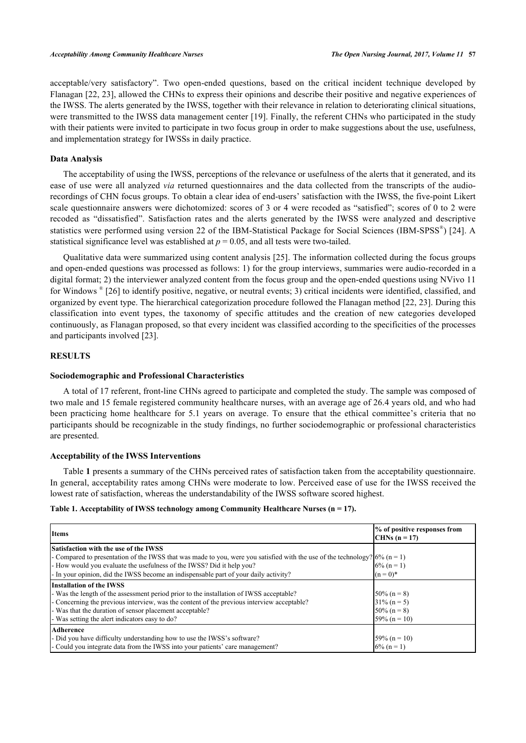acceptable/very satisfactory". Two open-ended questions, based on the critical incident technique developed by Flanagan [22, 23], allowed the CHNs to express their opinions and describe their positive and negative experiences of the IWSS. The alerts generated by the IWSS, together with their relevance in relation to deteriorating clinical situations, were transmitted to the IWSS data management center [19]. Finally, the referent CHNs who participated in the study with their patients were invited to participate in two focus group in order to make suggestions about the use, usefulness, and implementation strategy for IWSSs in daily practice.

### Data Analysis

The acceptability of using the IWSS, perceptions of the relevance or usefulness of the alerts that it generated, and its ease of use were all analyzed *via* returned questionnaires and the data collected from the transcripts of the audio-recordings of CHN focus groups. To obtain a clear idea of end-users' satisfaction with the IWSS, the five-point Likert scale questionnaire answers were dichotomized: scores of 3 or 4 were recoded as "satisfied"; scores of 0 to 2 were recoded as "dissatisfied". Satisfaction rates and the alerts generated by the IWSS were analyzed and descriptive statistics were performed using version 22 of the IBM-Statistical Package for Social Sciences (IBM-SPSS®) [24]. A statistical significance level was established at $p = 0.05$, and all tests were two-tailed.

Qualitative data were summarized using content analysis [25]. The information collected during the focus groups and open-ended questions was processed as follows: 1) for the group interviews, summaries were audio-recorded in a digital format; 2) the interviewer analyzed content from the focus group and the open-ended questions using NVivo 11 for Windows ® [26] to identify positive, negative, or neutral events; 3) critical incidents were identified, classified, and organized by event type. The hierarchical categorization procedure followed the Flanagan method [22, 23]. During this classification into event types, the taxonomy of specific attitudes and the creation of new categories developed continuously, as Flanagan proposed, so that every incident was classified according to the specificities of the processes and participants involved [23].

## RESULTS

### Sociodemographic and Professional Characteristics

A total of 17 referent, front-line CHNs agreed to participate and completed the study. The sample was composed of two male and 15 female registered community healthcare nurses, with an average age of 26.4 years old, and who had been practicing home healthcare for 5.1 years on average. To ensure that the ethical committee's criteria that no participants should be recognizable in the study findings, no further sociodemographic or professional characteristics are presented.

### Acceptability of the IWSS Interventions

Table **1** presents a summary of the CHNs perceived rates of satisfaction taken from the acceptability questionnaire. In general, acceptability rates among CHNs were moderate to low. Perceived ease of use for the IWSS received the lowest rate of satisfaction, whereas the understandability of the IWSS software scored highest.

**Table 1. Acceptability of IWSS technology among Community Healthcare Nurses (n = 17).**

| Items | % of positive responses from CHNs (n = 17) |
|---|---|
| **Satisfaction with the use of the IWSS** | |
| - Compared to presentation of the IWSS that was made to you, were you satisfied with the use of the technology? | 6% (n = 1) |
| - How would you evaluate the usefulness of the IWSS? Did it help you? | 6% (n = 1) |
| - In your opinion, did the IWSS become an indispensable part of your daily activity? | (n = 0)* |
| **Installation of the IWSS** | |
| - Was the length of the assessment period prior to the installation of IWSS acceptable? | 50% (n = 8) |
| - Concerning the previous interview, was the content of the previous interview acceptable? | 31% (n = 5) |
| - Was that the duration of sensor placement acceptable? | 50% (n = 8) |
| - Was setting the alert indicators easy to do? | 59% (n = 10) |
| **Adherence** | |
| - Did you have difficulty understanding how to use the IWSS's software? | 59% (n = 10) |
| - Could you integrate data from the IWSS into your patients' care management? | 6% (n = 1) |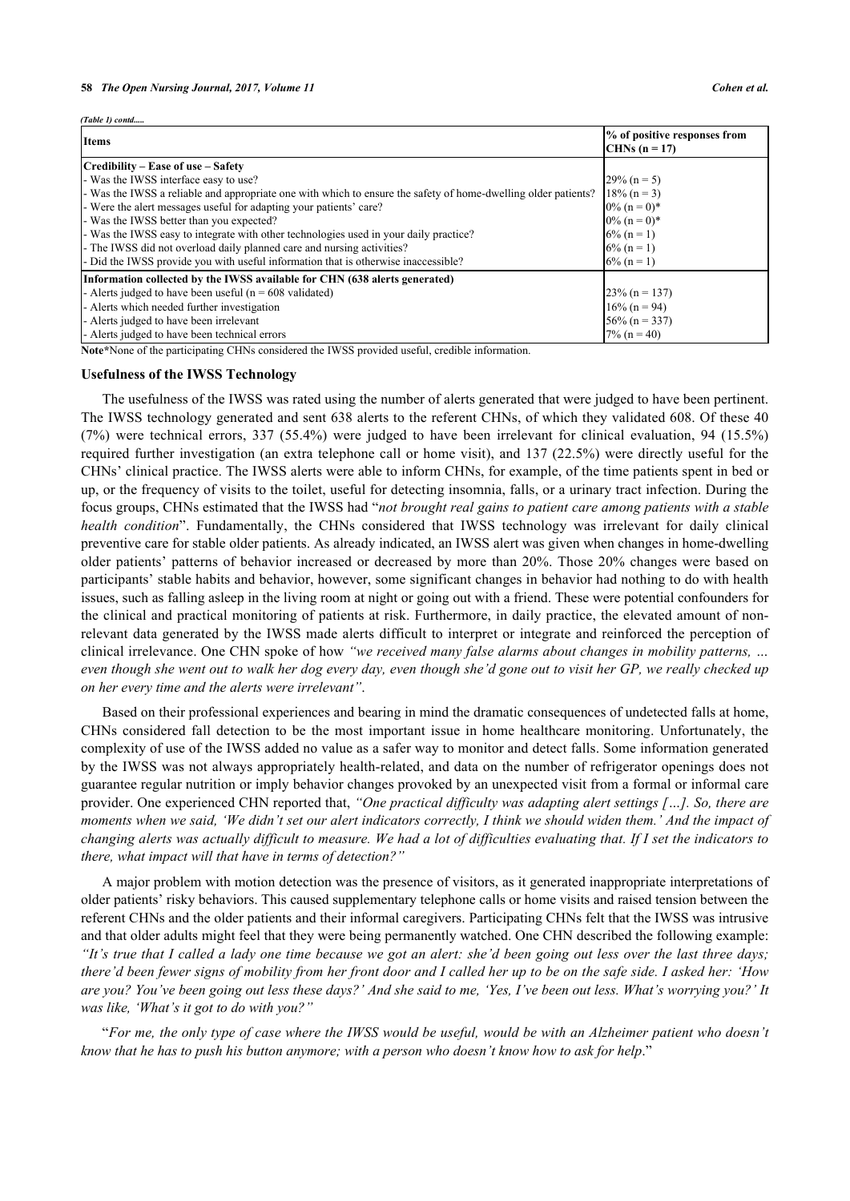*(Table 1) contd.....*

| Items | % of positive responses from CHNs (n = 17) |
|---|---|
| **Credibility – Ease of use – Safety** | |
| - Was the IWSS interface easy to use? | 29% (n = 5) |
| - Was the IWSS a reliable and appropriate one with which to ensure the safety of home-dwelling older patients? | 18% (n = 3) |
| - Were the alert messages useful for adapting your patients' care? | 0% (n = 0)* |
| - Was the IWSS better than you expected? | 0% (n = 0)* |
| - Was the IWSS easy to integrate with other technologies used in your daily practice? | 6% (n = 1) |
| - The IWSS did not overload daily planned care and nursing activities? | 6% (n = 1) |
| - Did the IWSS provide you with useful information that is otherwise inaccessible? | 6% (n = 1) |
| **Information collected by the IWSS available for CHN (638 alerts generated)** | |
| - Alerts judged to have been useful (n = 608 validated) | 23% (n = 137) |
| - Alerts which needed further investigation | 16% (n = 94) |
| - Alerts judged to have been irrelevant | 56% (n = 337) |
| - Alerts judged to have been technical errors | 7% (n = 40) |

**Note***None of the participating CHNs considered the IWSS provided useful, credible information.

### Usefulness of the IWSS Technology

The usefulness of the IWSS was rated using the number of alerts generated that were judged to have been pertinent. The IWSS technology generated and sent 638 alerts to the referent CHNs, of which they validated 608. Of these 40 (7%) were technical errors, 337 (55.4%) were judged to have been irrelevant for clinical evaluation, 94 (15.5%) required further investigation (an extra telephone call or home visit), and 137 (22.5%) were directly useful for the CHNs' clinical practice. The IWSS alerts were able to inform CHNs, for example, of the time patients spent in bed or up, or the frequency of visits to the toilet, useful for detecting insomnia, falls, or a urinary tract infection. During the focus groups, CHNs estimated that the IWSS had "*not brought real gains to patient care among patients with a stable health condition*". Fundamentally, the CHNs considered that IWSS technology was irrelevant for daily clinical preventive care for stable older patients. As already indicated, an IWSS alert was given when changes in home-dwelling older patients' patterns of behavior increased or decreased by more than 20%. Those 20% changes were based on participants' stable habits and behavior, however, some significant changes in behavior had nothing to do with health issues, such as falling asleep in the living room at night or going out with a friend. These were potential confounders for the clinical and practical monitoring of patients at risk. Furthermore, in daily practice, the elevated amount of non-relevant data generated by the IWSS made alerts difficult to interpret or integrate and reinforced the perception of clinical irrelevance. One CHN spoke of how *"we received many false alarms about changes in mobility patterns, … even though she went out to walk her dog every day, even though she'd gone out to visit her GP, we really checked up on her every time and the alerts were irrelevant"*.

Based on their professional experiences and bearing in mind the dramatic consequences of undetected falls at home, CHNs considered fall detection to be the most important issue in home healthcare monitoring. Unfortunately, the complexity of use of the IWSS added no value as a safer way to monitor and detect falls. Some information generated by the IWSS was not always appropriately health-related, and data on the number of refrigerator openings does not guarantee regular nutrition or imply behavior changes provoked by an unexpected visit from a formal or informal care provider. One experienced CHN reported that, *"One practical difficulty was adapting alert settings […]. So, there are moments when we said, 'We didn't set our alert indicators correctly, I think we should widen them.' And the impact of changing alerts was actually difficult to measure. We had a lot of difficulties evaluating that. If I set the indicators to there, what impact will that have in terms of detection?"*

A major problem with motion detection was the presence of visitors, as it generated inappropriate interpretations of older patients' risky behaviors. This caused supplementary telephone calls or home visits and raised tension between the referent CHNs and the older patients and their informal caregivers. Participating CHNs felt that the IWSS was intrusive and that older adults might feel that they were being permanently watched. One CHN described the following example: *"It's true that I called a lady one time because we got an alert: she'd been going out less over the last three days; there'd been fewer signs of mobility from her front door and I called her up to be on the safe side. I asked her: 'How are you? You've been going out less these days?' And she said to me, 'Yes, I've been out less. What's worrying you?' It was like, 'What's it got to do with you?"*

"*For me, the only type of case where the IWSS would be useful, would be with an Alzheimer patient who doesn't know that he has to push his button anymore; with a person who doesn't know how to ask for help*."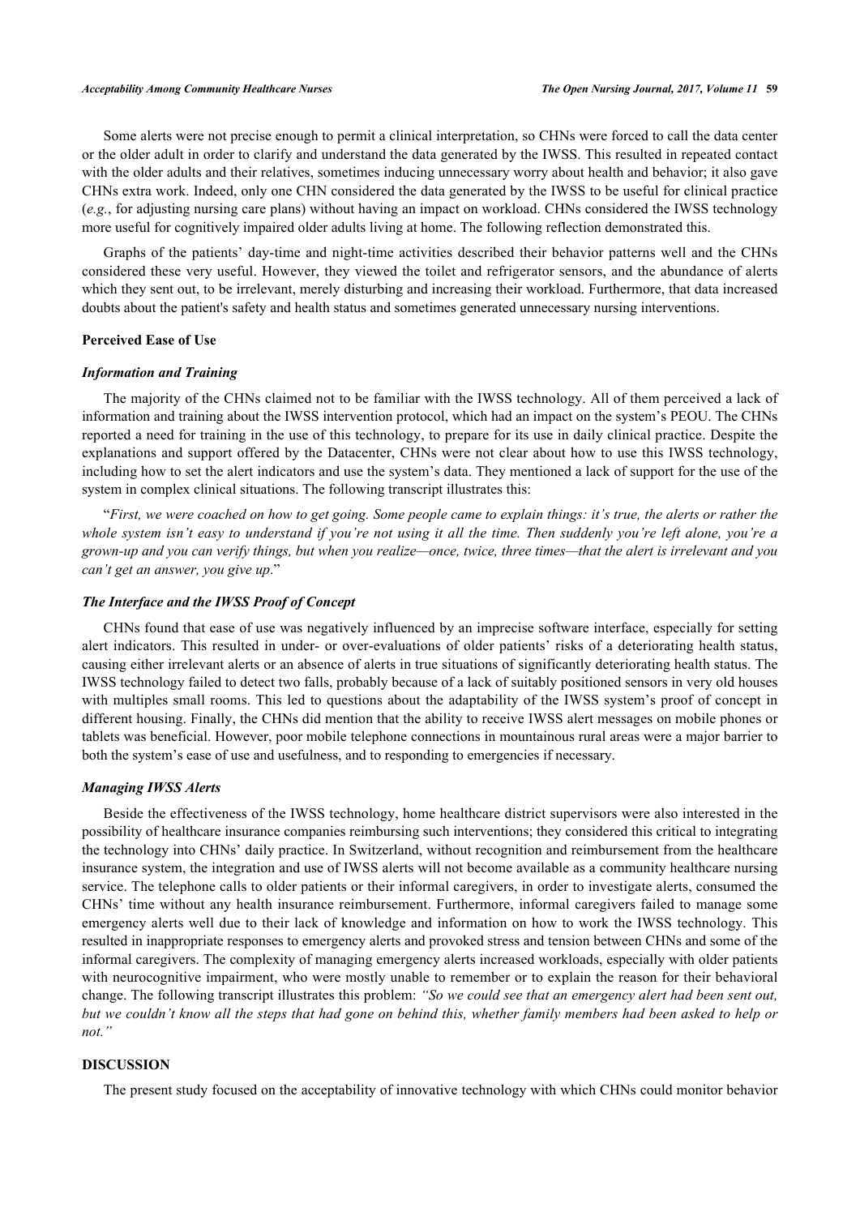Some alerts were not precise enough to permit a clinical interpretation, so CHNs were forced to call the data center or the older adult in order to clarify and understand the data generated by the IWSS. This resulted in repeated contact with the older adults and their relatives, sometimes inducing unnecessary worry about health and behavior; it also gave CHNs extra work. Indeed, only one CHN considered the data generated by the IWSS to be useful for clinical practice (*e.g.*, for adjusting nursing care plans) without having an impact on workload. CHNs considered the IWSS technology more useful for cognitively impaired older adults living at home. The following reflection demonstrated this.

Graphs of the patients' day-time and night-time activities described their behavior patterns well and the CHNs considered these very useful. However, they viewed the toilet and refrigerator sensors, and the abundance of alerts which they sent out, to be irrelevant, merely disturbing and increasing their workload. Furthermore, that data increased doubts about the patient's safety and health status and sometimes generated unnecessary nursing interventions.

### Perceived Ease of Use

#### *Information and Training*

The majority of the CHNs claimed not to be familiar with the IWSS technology. All of them perceived a lack of information and training about the IWSS intervention protocol, which had an impact on the system's PEOU. The CHNs reported a need for training in the use of this technology, to prepare for its use in daily clinical practice. Despite the explanations and support offered by the Datacenter, CHNs were not clear about how to use this IWSS technology, including how to set the alert indicators and use the system's data. They mentioned a lack of support for the use of the system in complex clinical situations. The following transcript illustrates this:

"*First, we were coached on how to get going. Some people came to explain things: it's true, the alerts or rather the whole system isn't easy to understand if you're not using it all the time. Then suddenly you're left alone, you're a grown-up and you can verify things, but when you realize—once, twice, three times—that the alert is irrelevant and you can't get an answer, you give up*."

#### *The Interface and the IWSS Proof of Concept*

CHNs found that ease of use was negatively influenced by an imprecise software interface, especially for setting alert indicators. This resulted in under- or over-evaluations of older patients' risks of a deteriorating health status, causing either irrelevant alerts or an absence of alerts in true situations of significantly deteriorating health status. The IWSS technology failed to detect two falls, probably because of a lack of suitably positioned sensors in very old houses with multiples small rooms. This led to questions about the adaptability of the IWSS system's proof of concept in different housing. Finally, the CHNs did mention that the ability to receive IWSS alert messages on mobile phones or tablets was beneficial. However, poor mobile telephone connections in mountainous rural areas were a major barrier to both the system's ease of use and usefulness, and to responding to emergencies if necessary.

#### *Managing IWSS Alerts*

Beside the effectiveness of the IWSS technology, home healthcare district supervisors were also interested in the possibility of healthcare insurance companies reimbursing such interventions; they considered this critical to integrating the technology into CHNs' daily practice. In Switzerland, without recognition and reimbursement from the healthcare insurance system, the integration and use of IWSS alerts will not become available as a community healthcare nursing service. The telephone calls to older patients or their informal caregivers, in order to investigate alerts, consumed the CHNs' time without any health insurance reimbursement. Furthermore, informal caregivers failed to manage some emergency alerts well due to their lack of knowledge and information on how to work the IWSS technology. This resulted in inappropriate responses to emergency alerts and provoked stress and tension between CHNs and some of the informal caregivers. The complexity of managing emergency alerts increased workloads, especially with older patients with neurocognitive impairment, who were mostly unable to remember or to explain the reason for their behavioral change. The following transcript illustrates this problem: *"So we could see that an emergency alert had been sent out, but we couldn't know all the steps that had gone on behind this, whether family members had been asked to help or not."*

## DISCUSSION

The present study focused on the acceptability of innovative technology with which CHNs could monitor behavior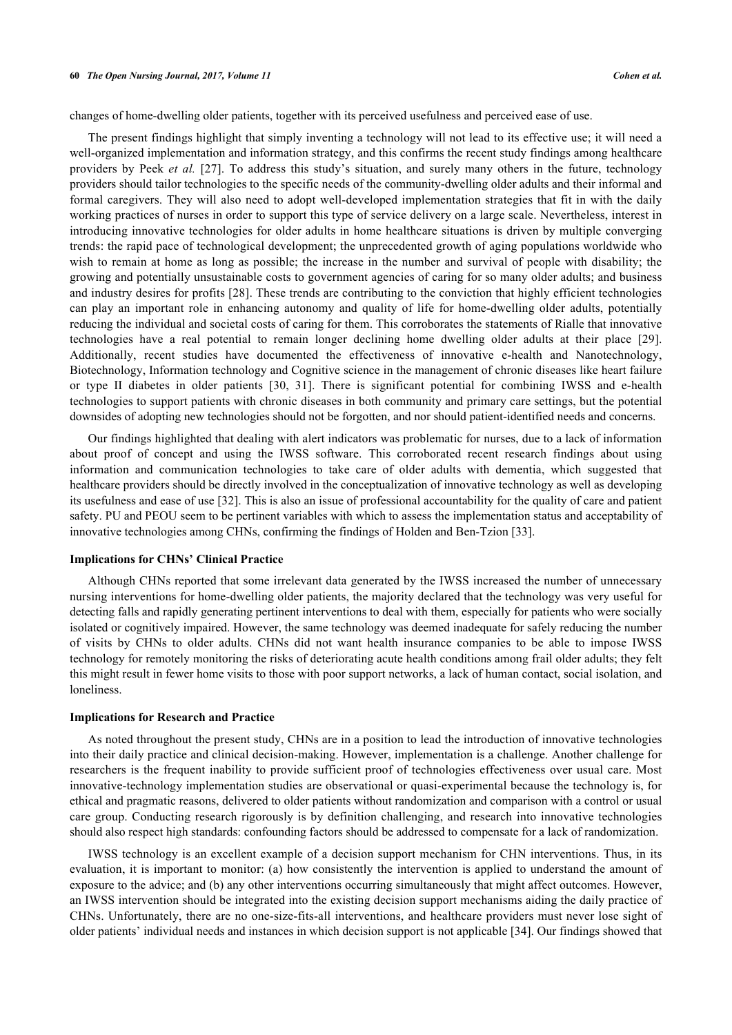changes of home-dwelling older patients, together with its perceived usefulness and perceived ease of use.

The present findings highlight that simply inventing a technology will not lead to its effective use; it will need a well-organized implementation and information strategy, and this confirms the recent study findings among healthcare providers by Peek *et al.* [27]. To address this study's situation, and surely many others in the future, technology providers should tailor technologies to the specific needs of the community-dwelling older adults and their informal and formal caregivers. They will also need to adopt well-developed implementation strategies that fit in with the daily working practices of nurses in order to support this type of service delivery on a large scale. Nevertheless, interest in introducing innovative technologies for older adults in home healthcare situations is driven by multiple converging trends: the rapid pace of technological development; the unprecedented growth of aging populations worldwide who wish to remain at home as long as possible; the increase in the number and survival of people with disability; the growing and potentially unsustainable costs to government agencies of caring for so many older adults; and business and industry desires for profits [28]. These trends are contributing to the conviction that highly efficient technologies can play an important role in enhancing autonomy and quality of life for home-dwelling older adults, potentially reducing the individual and societal costs of caring for them. This corroborates the statements of Rialle that innovative technologies have a real potential to remain longer declining home dwelling older adults at their place [29]. Additionally, recent studies have documented the effectiveness of innovative e-health and Nanotechnology, Biotechnology, Information technology and Cognitive science in the management of chronic diseases like heart failure or type II diabetes in older patients [30, 31]. There is significant potential for combining IWSS and e-health technologies to support patients with chronic diseases in both community and primary care settings, but the potential downsides of adopting new technologies should not be forgotten, and nor should patient-identified needs and concerns.

Our findings highlighted that dealing with alert indicators was problematic for nurses, due to a lack of information about proof of concept and using the IWSS software. This corroborated recent research findings about using information and communication technologies to take care of older adults with dementia, which suggested that healthcare providers should be directly involved in the conceptualization of innovative technology as well as developing its usefulness and ease of use [32]. This is also an issue of professional accountability for the quality of care and patient safety. PU and PEOU seem to be pertinent variables with which to assess the implementation status and acceptability of innovative technologies among CHNs, confirming the findings of Holden and Ben-Tzion [33].

### Implications for CHNs' Clinical Practice

Although CHNs reported that some irrelevant data generated by the IWSS increased the number of unnecessary nursing interventions for home-dwelling older patients, the majority declared that the technology was very useful for detecting falls and rapidly generating pertinent interventions to deal with them, especially for patients who were socially isolated or cognitively impaired. However, the same technology was deemed inadequate for safely reducing the number of visits by CHNs to older adults. CHNs did not want health insurance companies to be able to impose IWSS technology for remotely monitoring the risks of deteriorating acute health conditions among frail older adults; they felt this might result in fewer home visits to those with poor support networks, a lack of human contact, social isolation, and loneliness.

### Implications for Research and Practice

As noted throughout the present study, CHNs are in a position to lead the introduction of innovative technologies into their daily practice and clinical decision-making. However, implementation is a challenge. Another challenge for researchers is the frequent inability to provide sufficient proof of technologies effectiveness over usual care. Most innovative-technology implementation studies are observational or quasi-experimental because the technology is, for ethical and pragmatic reasons, delivered to older patients without randomization and comparison with a control or usual care group. Conducting research rigorously is by definition challenging, and research into innovative technologies should also respect high standards: confounding factors should be addressed to compensate for a lack of randomization.

IWSS technology is an excellent example of a decision support mechanism for CHN interventions. Thus, in its evaluation, it is important to monitor: (a) how consistently the intervention is applied to understand the amount of exposure to the advice; and (b) any other interventions occurring simultaneously that might affect outcomes. However, an IWSS intervention should be integrated into the existing decision support mechanisms aiding the daily practice of CHNs. Unfortunately, there are no one-size-fits-all interventions, and healthcare providers must never lose sight of older patients' individual needs and instances in which decision support is not applicable [34]. Our findings showed that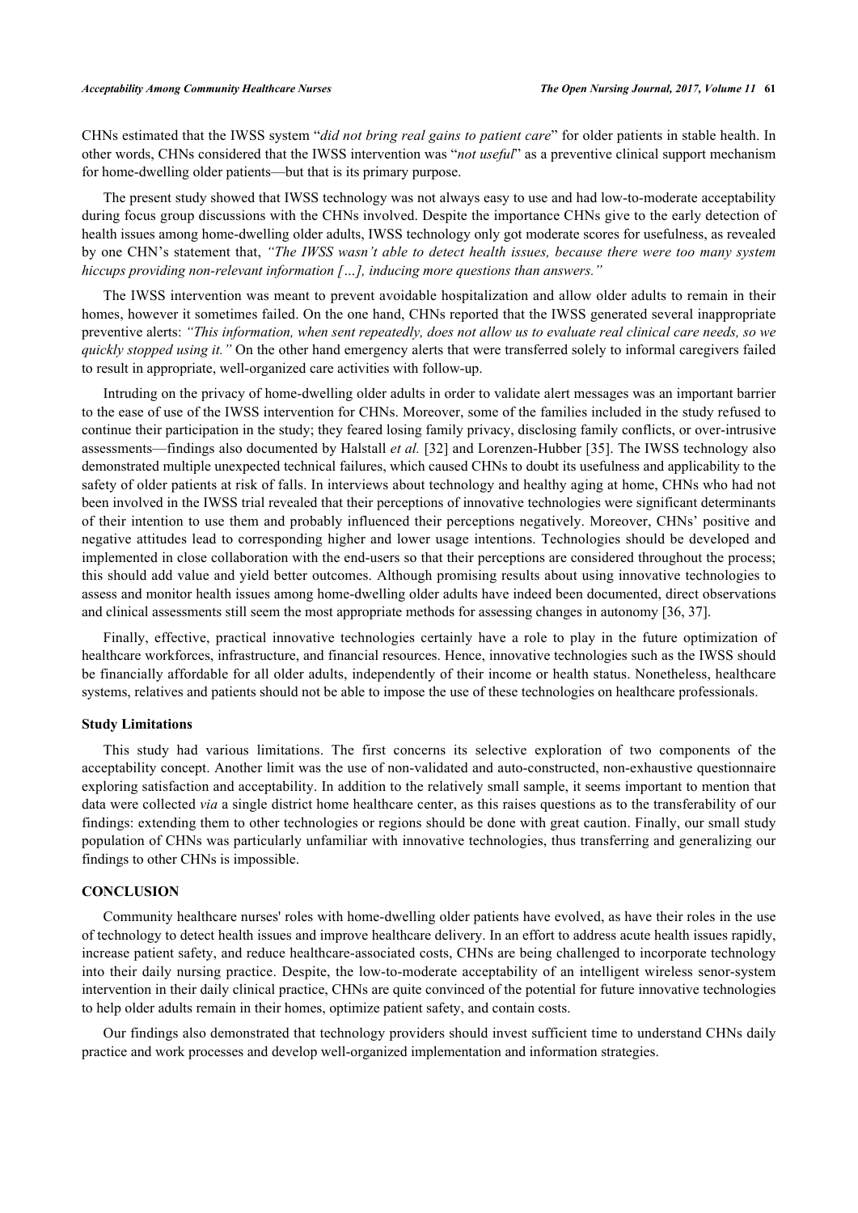CHNs estimated that the IWSS system "*did not bring real gains to patient care*" for older patients in stable health. In other words, CHNs considered that the IWSS intervention was "*not useful*" as a preventive clinical support mechanism for home-dwelling older patients—but that is its primary purpose.

The present study showed that IWSS technology was not always easy to use and had low-to-moderate acceptability during focus group discussions with the CHNs involved. Despite the importance CHNs give to the early detection of health issues among home-dwelling older adults, IWSS technology only got moderate scores for usefulness, as revealed by one CHN's statement that, *"The IWSS wasn't able to detect health issues, because there were too many system hiccups providing non-relevant information […], inducing more questions than answers."*

The IWSS intervention was meant to prevent avoidable hospitalization and allow older adults to remain in their homes, however it sometimes failed. On the one hand, CHNs reported that the IWSS generated several inappropriate preventive alerts: *"This information, when sent repeatedly, does not allow us to evaluate real clinical care needs, so we quickly stopped using it."* On the other hand emergency alerts that were transferred solely to informal caregivers failed to result in appropriate, well-organized care activities with follow-up.

Intruding on the privacy of home-dwelling older adults in order to validate alert messages was an important barrier to the ease of use of the IWSS intervention for CHNs. Moreover, some of the families included in the study refused to continue their participation in the study; they feared losing family privacy, disclosing family conflicts, or over-intrusive assessments—findings also documented by Halstall *et al.* [32] and Lorenzen-Hubber [35]. The IWSS technology also demonstrated multiple unexpected technical failures, which caused CHNs to doubt its usefulness and applicability to the safety of older patients at risk of falls. In interviews about technology and healthy aging at home, CHNs who had not been involved in the IWSS trial revealed that their perceptions of innovative technologies were significant determinants of their intention to use them and probably influenced their perceptions negatively. Moreover, CHNs' positive and negative attitudes lead to corresponding higher and lower usage intentions. Technologies should be developed and implemented in close collaboration with the end-users so that their perceptions are considered throughout the process; this should add value and yield better outcomes. Although promising results about using innovative technologies to assess and monitor health issues among home-dwelling older adults have indeed been documented, direct observations and clinical assessments still seem the most appropriate methods for assessing changes in autonomy [36, 37].

Finally, effective, practical innovative technologies certainly have a role to play in the future optimization of healthcare workforces, infrastructure, and financial resources. Hence, innovative technologies such as the IWSS should be financially affordable for all older adults, independently of their income or health status. Nonetheless, healthcare systems, relatives and patients should not be able to impose the use of these technologies on healthcare professionals.

### Study Limitations

This study had various limitations. The first concerns its selective exploration of two components of the acceptability concept. Another limit was the use of non-validated and auto-constructed, non-exhaustive questionnaire exploring satisfaction and acceptability. In addition to the relatively small sample, it seems important to mention that data were collected *via* a single district home healthcare center, as this raises questions as to the transferability of our findings: extending them to other technologies or regions should be done with great caution. Finally, our small study population of CHNs was particularly unfamiliar with innovative technologies, thus transferring and generalizing our findings to other CHNs is impossible.

## CONCLUSION

Community healthcare nurses' roles with home-dwelling older patients have evolved, as have their roles in the use of technology to detect health issues and improve healthcare delivery. In an effort to address acute health issues rapidly, increase patient safety, and reduce healthcare-associated costs, CHNs are being challenged to incorporate technology into their daily nursing practice. Despite, the low-to-moderate acceptability of an intelligent wireless senor-system intervention in their daily clinical practice, CHNs are quite convinced of the potential for future innovative technologies to help older adults remain in their homes, optimize patient safety, and contain costs.

Our findings also demonstrated that technology providers should invest sufficient time to understand CHNs daily practice and work processes and develop well-organized implementation and information strategies.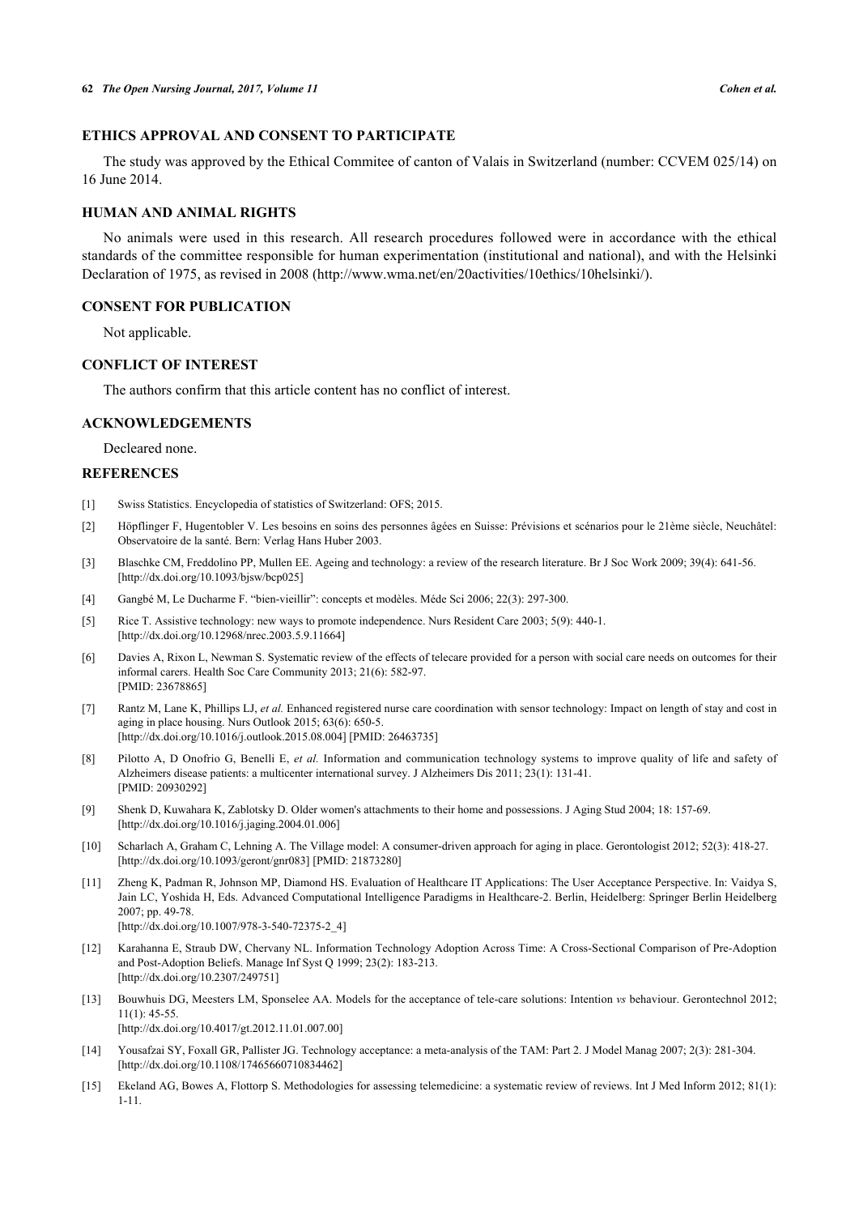## ETHICS APPROVAL AND CONSENT TO PARTICIPATE

The study was approved by the Ethical Commitee of canton of Valais in Switzerland (number: CCVEM 025/14) on 16 June 2014.

## HUMAN AND ANIMAL RIGHTS

No animals were used in this research. All research procedures followed were in accordance with the ethical standards of the committee responsible for human experimentation (institutional and national), and with the Helsinki Declaration of 1975, as revised in 2008 (http://www.wma.net/en/20activities/10ethics/10helsinki/).

## CONSENT FOR PUBLICATION

Not applicable.

## CONFLICT OF INTEREST

The authors confirm that this article content has no conflict of interest.

## ACKNOWLEDGEMENTS

Decleared none.

## REFERENCES

[1] Swiss Statistics. Encyclopedia of statistics of Switzerland: OFS; 2015.

[2] Höpflinger F, Hugentobler V. Les besoins en soins des personnes âgées en Suisse: Prévisions et scénarios pour le 21ème siècle, Neuchâtel: Observatoire de la santé. Bern: Verlag Hans Huber 2003.

[3] Blaschke CM, Freddolino PP, Mullen EE. Ageing and technology: a review of the research literature. Br J Soc Work 2009; 39(4): 641-56. [http://dx.doi.org/10.1093/bjsw/bcp025]

[4] Gangbé M, Le Ducharme F. "bien-vieillir": concepts et modèles. Méde Sci 2006; 22(3): 297-300.

[5] Rice T. Assistive technology: new ways to promote independence. Nurs Resident Care 2003; 5(9): 440-1. [http://dx.doi.org/10.12968/nrec.2003.5.9.11664]

[6] Davies A, Rixon L, Newman S. Systematic review of the effects of telecare provided for a person with social care needs on outcomes for their informal carers. Health Soc Care Community 2013; 21(6): 582-97. [PMID: 23678865]

[7] Rantz M, Lane K, Phillips LJ, *et al.* Enhanced registered nurse care coordination with sensor technology: Impact on length of stay and cost in aging in place housing. Nurs Outlook 2015; 63(6): 650-5. [http://dx.doi.org/10.1016/j.outlook.2015.08.004] [PMID: 26463735]

[8] Pilotto A, D Onofrio G, Benelli E, *et al.* Information and communication technology systems to improve quality of life and safety of Alzheimers disease patients: a multicenter international survey. J Alzheimers Dis 2011; 23(1): 131-41. [PMID: 20930292]

[9] Shenk D, Kuwahara K, Zablotsky D. Older women's attachments to their home and possessions. J Aging Stud 2004; 18: 157-69. [http://dx.doi.org/10.1016/j.jaging.2004.01.006]

[10] Scharlach A, Graham C, Lehning A. The Village model: A consumer-driven approach for aging in place. Gerontologist 2012; 52(3): 418-27. [http://dx.doi.org/10.1093/geront/gnr083] [PMID: 21873280]

[11] Zheng K, Padman R, Johnson MP, Diamond HS. Evaluation of Healthcare IT Applications: The User Acceptance Perspective. In: Vaidya S, Jain LC, Yoshida H, Eds. Advanced Computational Intelligence Paradigms in Healthcare-2. Berlin, Heidelberg: Springer Berlin Heidelberg 2007; pp. 49-78. [http://dx.doi.org/10.1007/978-3-540-72375-2_4]

[12] Karahanna E, Straub DW, Chervany NL. Information Technology Adoption Across Time: A Cross-Sectional Comparison of Pre-Adoption and Post-Adoption Beliefs. Manage Inf Syst Q 1999; 23(2): 183-213. [http://dx.doi.org/10.2307/249751]

[13] Bouwhuis DG, Meesters LM, Sponselee AA. Models for the acceptance of tele-care solutions: Intention *vs* behaviour. Gerontechnol 2012; 11(1): 45-55. [http://dx.doi.org/10.4017/gt.2012.11.01.007.00]

[14] Yousafzai SY, Foxall GR, Pallister JG. Technology acceptance: a meta-analysis of the TAM: Part 2. J Model Manag 2007; 2(3): 281-304. [http://dx.doi.org/10.1108/17465660710834462]

[15] Ekeland AG, Bowes A, Flottorp S. Methodologies for assessing telemedicine: a systematic review of reviews. Int J Med Inform 2012; 81(1): 1-11.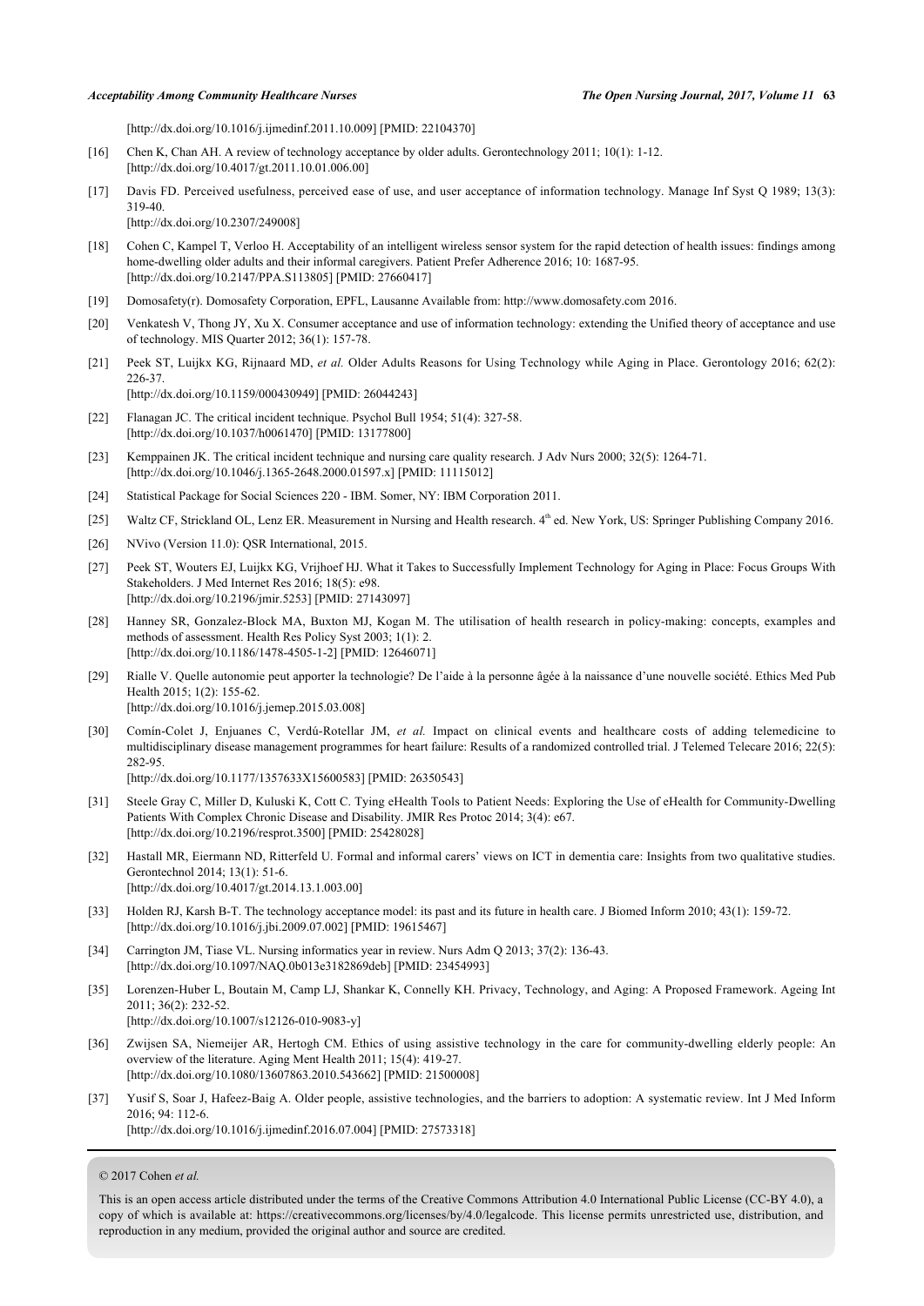[http://dx.doi.org/10.1016/j.ijmedinf.2011.10.009] [PMID: 22104370]

[16] Chen K, Chan AH. A review of technology acceptance by older adults. Gerontechnology 2011; 10(1): 1-12.
[http://dx.doi.org/10.4017/gt.2011.10.01.006.00]

[17] Davis FD. Perceived usefulness, perceived ease of use, and user acceptance of information technology. Manage Inf Syst Q 1989; 13(3): 319-40.
[http://dx.doi.org/10.2307/249008]

[18] Cohen C, Kampel T, Verloo H. Acceptability of an intelligent wireless sensor system for the rapid detection of health issues: findings among home-dwelling older adults and their informal caregivers. Patient Prefer Adherence 2016; 10: 1687-95.
[http://dx.doi.org/10.2147/PPA.S113805] [PMID: 27660417]

[19] Domosafety(r). Domosafety Corporation, EPFL, Lausanne Available from: http://www.domosafety.com 2016.

[20] Venkatesh V, Thong JY, Xu X. Consumer acceptance and use of information technology: extending the Unified theory of acceptance and use of technology. MIS Quarter 2012; 36(1): 157-78.

[21] Peek ST, Luijkx KG, Rijnaard MD, *et al.* Older Adults Reasons for Using Technology while Aging in Place. Gerontology 2016; 62(2): 226-37.
[http://dx.doi.org/10.1159/000430949] [PMID: 26044243]

[22] Flanagan JC. The critical incident technique. Psychol Bull 1954; 51(4): 327-58.
[http://dx.doi.org/10.1037/h0061470] [PMID: 13177800]

[23] Kemppainen JK. The critical incident technique and nursing care quality research. J Adv Nurs 2000; 32(5): 1264-71.
[http://dx.doi.org/10.1046/j.1365-2648.2000.01597.x] [PMID: 11115012]

[24] Statistical Package for Social Sciences 220 - IBM. Somer, NY: IBM Corporation 2011.

[25] Waltz CF, Strickland OL, Lenz ER. Measurement in Nursing and Health research. 4th ed. New York, US: Springer Publishing Company 2016.

[26] NVivo (Version 11.0): QSR International, 2015.

[27] Peek ST, Wouters EJ, Luijkx KG, Vrijhoef HJ. What it Takes to Successfully Implement Technology for Aging in Place: Focus Groups With Stakeholders. J Med Internet Res 2016; 18(5): e98.
[http://dx.doi.org/10.2196/jmir.5253] [PMID: 27143097]

[28] Hanney SR, Gonzalez-Block MA, Buxton MJ, Kogan M. The utilisation of health research in policy-making: concepts, examples and methods of assessment. Health Res Policy Syst 2003; 1(1): 2.
[http://dx.doi.org/10.1186/1478-4505-1-2] [PMID: 12646071]

[29] Rialle V. Quelle autonomie peut apporter la technologie? De l'aide à la personne âgée à la naissance d'une nouvelle société. Ethics Med Pub Health 2015; 1(2): 155-62.
[http://dx.doi.org/10.1016/j.jemep.2015.03.008]

[30] Comín-Colet J, Enjuanes C, Verdú-Rotellar JM, *et al.* Impact on clinical events and healthcare costs of adding telemedicine to multidisciplinary disease management programmes for heart failure: Results of a randomized controlled trial. J Telemed Telecare 2016; 22(5): 282-95.
[http://dx.doi.org/10.1177/1357633X15600583] [PMID: 26350543]

[31] Steele Gray C, Miller D, Kuluski K, Cott C. Tying eHealth Tools to Patient Needs: Exploring the Use of eHealth for Community-Dwelling Patients With Complex Chronic Disease and Disability. JMIR Res Protoc 2014; 3(4): e67.
[http://dx.doi.org/10.2196/resprot.3500] [PMID: 25428028]

[32] Hastall MR, Eiermann ND, Ritterfeld U. Formal and informal carers' views on ICT in dementia care: Insights from two qualitative studies. Gerontechnol 2014; 13(1): 51-6.
[http://dx.doi.org/10.4017/gt.2014.13.1.003.00]

[33] Holden RJ, Karsh B-T. The technology acceptance model: its past and its future in health care. J Biomed Inform 2010; 43(1): 159-72.
[http://dx.doi.org/10.1016/j.jbi.2009.07.002] [PMID: 19615467]

[34] Carrington JM, Tiase VL. Nursing informatics year in review. Nurs Adm Q 2013; 37(2): 136-43.
[http://dx.doi.org/10.1097/NAQ.0b013e3182869deb] [PMID: 23454993]

[35] Lorenzen-Huber L, Boutain M, Camp LJ, Shankar K, Connelly KH. Privacy, Technology, and Aging: A Proposed Framework. Ageing Int 2011; 36(2): 232-52.
[http://dx.doi.org/10.1007/s12126-010-9083-y]

[36] Zwijsen SA, Niemeijer AR, Hertogh CM. Ethics of using assistive technology in the care for community-dwelling elderly people: An overview of the literature. Aging Ment Health 2011; 15(4): 419-27.
[http://dx.doi.org/10.1080/13607863.2010.543662] [PMID: 21500008]

[37] Yusif S, Soar J, Hafeez-Baig A. Older people, assistive technologies, and the barriers to adoption: A systematic review. Int J Med Inform 2016; 94: 112-6.
[http://dx.doi.org/10.1016/j.ijmedinf.2016.07.004] [PMID: 27573318]

© 2017 Cohen *et al.*

This is an open access article distributed under the terms of the Creative Commons Attribution 4.0 International Public License (CC-BY 4.0), a copy of which is available at: https://creativecommons.org/licenses/by/4.0/legalcode. This license permits unrestricted use, distribution, and reproduction in any medium, provided the original author and source are credited.